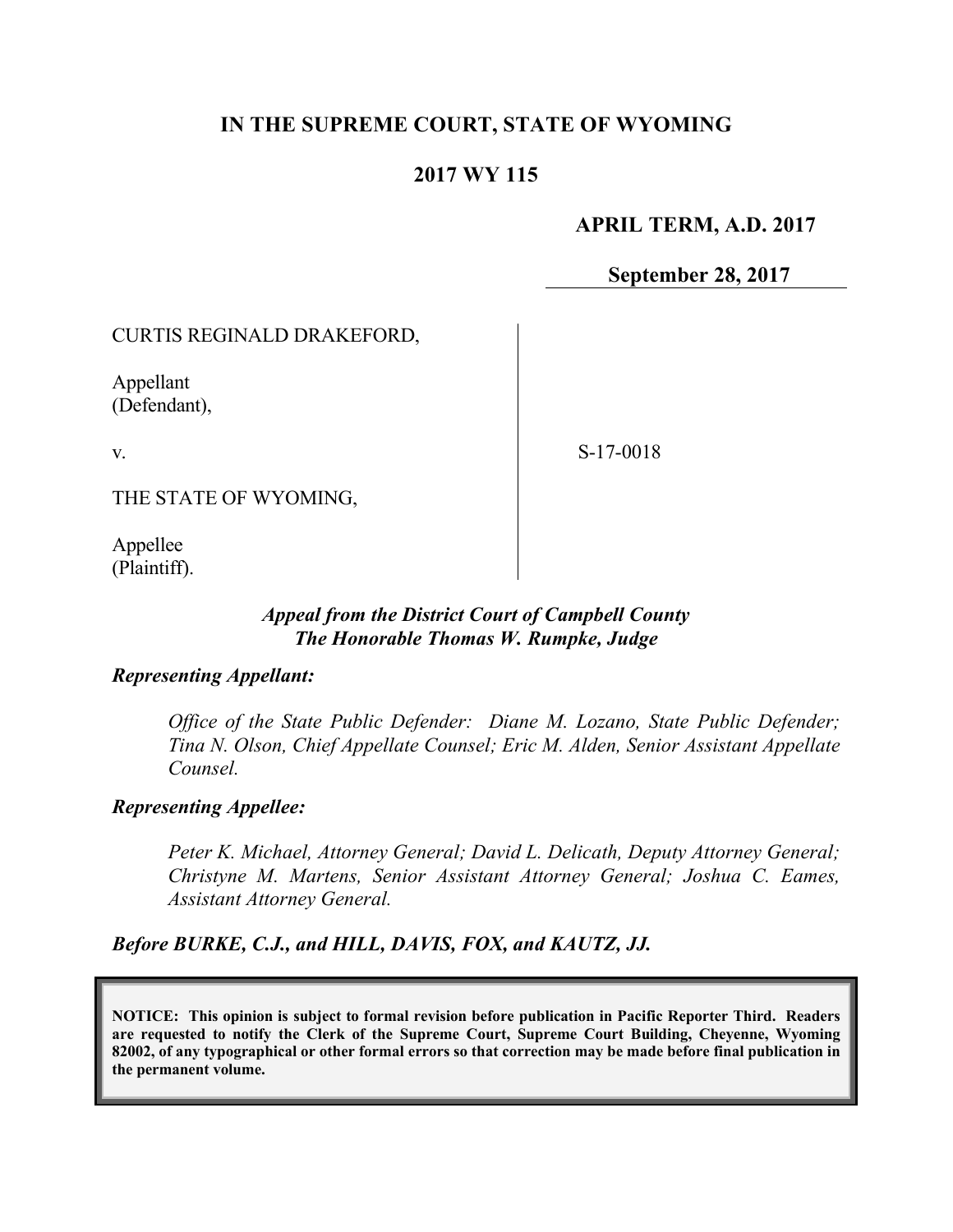# IN THE SUPREME COURT, STATE OF WYOMING

## 2017 WY 115

**APRIL TERM, A.D. 2017**

**September 28, 2017**

CURTIS REGINALD DRAKEFORD,

Appellant
(Defendant),

v.

THE STATE OF WYOMING,

Appellee
(Plaintiff).

S-17-0018

***Appeal from the District Court of Campbell County***
***The Honorable Thomas W. Rumpke, Judge***

***Representing Appellant:***

*Office of the State Public Defender: Diane M. Lozano, State Public Defender; Tina N. Olson, Chief Appellate Counsel; Eric M. Alden, Senior Assistant Appellate Counsel.*

***Representing Appellee:***

*Peter K. Michael, Attorney General; David L. Delicath, Deputy Attorney General; Christyne M. Martens, Senior Assistant Attorney General; Joshua C. Eames, Assistant Attorney General.*

***Before BURKE, C.J., and HILL, DAVIS, FOX, and KAUTZ, JJ.***

**NOTICE: This opinion is subject to formal revision before publication in Pacific Reporter Third. Readers are requested to notify the Clerk of the Supreme Court, Supreme Court Building, Cheyenne, Wyoming 82002, of any typographical or other formal errors so that correction may be made before final publication in the permanent volume.**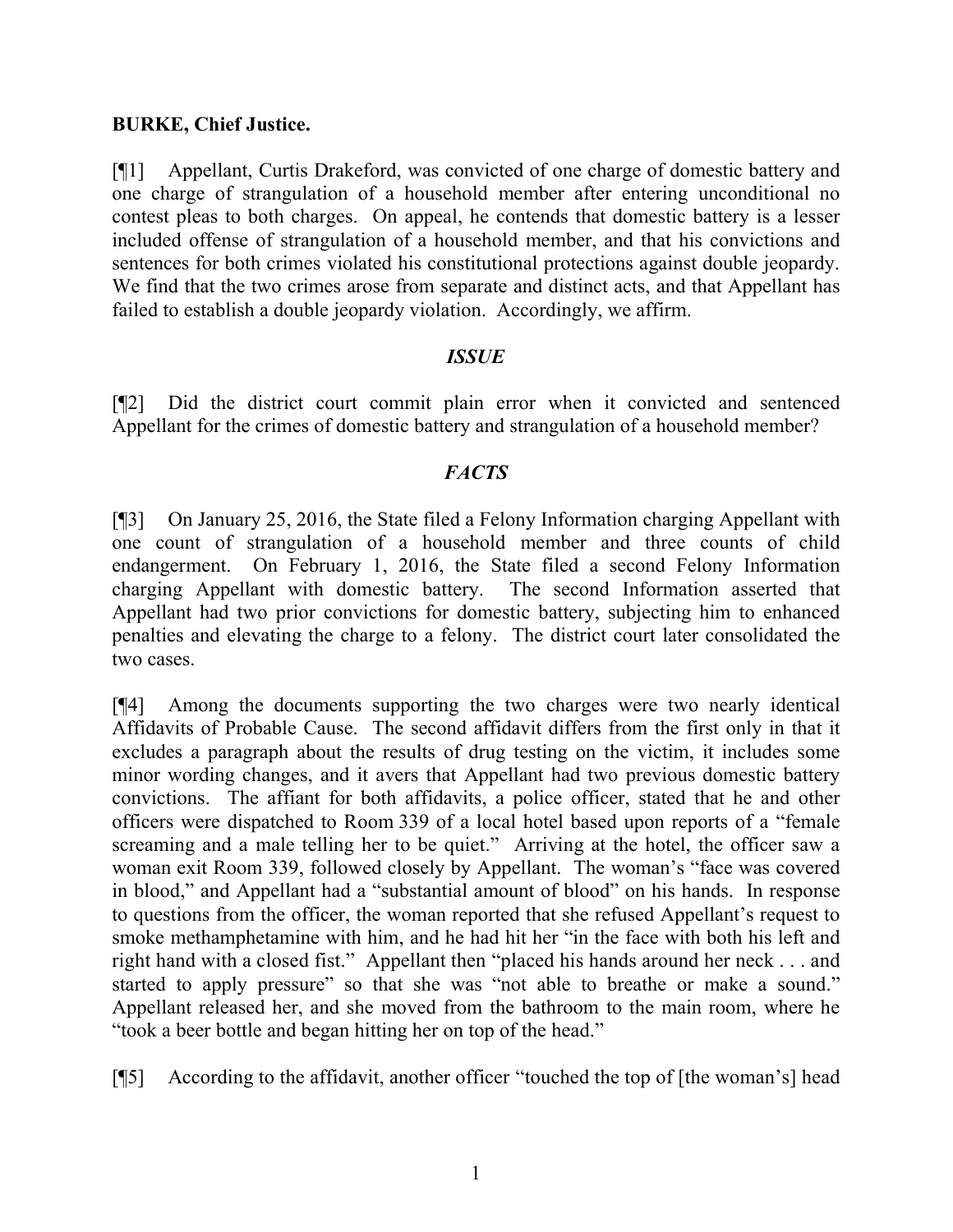**BURKE, Chief Justice.**

[¶1] Appellant, Curtis Drakeford, was convicted of one charge of domestic battery and one charge of strangulation of a household member after entering unconditional no contest pleas to both charges. On appeal, he contends that domestic battery is a lesser included offense of strangulation of a household member, and that his convictions and sentences for both crimes violated his constitutional protections against double jeopardy. We find that the two crimes arose from separate and distinct acts, and that Appellant has failed to establish a double jeopardy violation. Accordingly, we affirm.

## *ISSUE*

[¶2] Did the district court commit plain error when it convicted and sentenced Appellant for the crimes of domestic battery and strangulation of a household member?

## *FACTS*

[¶3] On January 25, 2016, the State filed a Felony Information charging Appellant with one count of strangulation of a household member and three counts of child endangerment. On February 1, 2016, the State filed a second Felony Information charging Appellant with domestic battery. The second Information asserted that Appellant had two prior convictions for domestic battery, subjecting him to enhanced penalties and elevating the charge to a felony. The district court later consolidated the two cases.

[¶4] Among the documents supporting the two charges were two nearly identical Affidavits of Probable Cause. The second affidavit differs from the first only in that it excludes a paragraph about the results of drug testing on the victim, it includes some minor wording changes, and it avers that Appellant had two previous domestic battery convictions. The affiant for both affidavits, a police officer, stated that he and other officers were dispatched to Room 339 of a local hotel based upon reports of a "female screaming and a male telling her to be quiet." Arriving at the hotel, the officer saw a woman exit Room 339, followed closely by Appellant. The woman's "face was covered in blood," and Appellant had a "substantial amount of blood" on his hands. In response to questions from the officer, the woman reported that she refused Appellant's request to smoke methamphetamine with him, and he had hit her "in the face with both his left and right hand with a closed fist." Appellant then "placed his hands around her neck . . . and started to apply pressure" so that she was "not able to breathe or make a sound." Appellant released her, and she moved from the bathroom to the main room, where he "took a beer bottle and began hitting her on top of the head."

[¶5] According to the affidavit, another officer "touched the top of [the woman's] head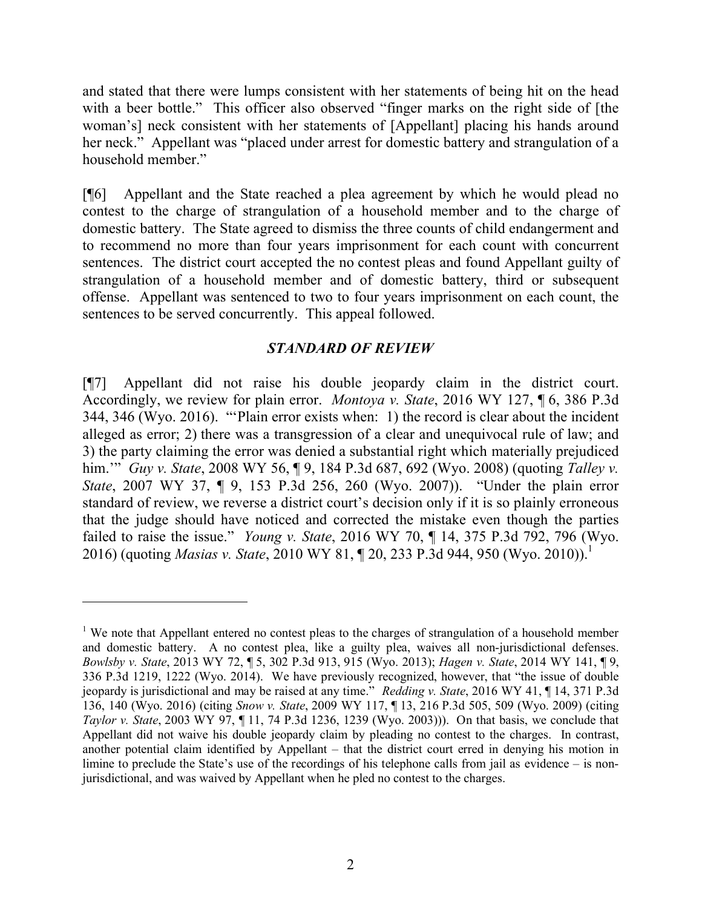and stated that there were lumps consistent with her statements of being hit on the head with a beer bottle." This officer also observed "finger marks on the right side of [the woman's] neck consistent with her statements of [Appellant] placing his hands around her neck." Appellant was "placed under arrest for domestic battery and strangulation of a household member."

[¶6] Appellant and the State reached a plea agreement by which he would plead no contest to the charge of strangulation of a household member and to the charge of domestic battery. The State agreed to dismiss the three counts of child endangerment and to recommend no more than four years imprisonment for each count with concurrent sentences. The district court accepted the no contest pleas and found Appellant guilty of strangulation of a household member and of domestic battery, third or subsequent offense. Appellant was sentenced to two to four years imprisonment on each count, the sentences to be served concurrently. This appeal followed.

## *STANDARD OF REVIEW*

[¶7] Appellant did not raise his double jeopardy claim in the district court. Accordingly, we review for plain error. *Montoya v. State*, 2016 WY 127, ¶ 6, 386 P.3d 344, 346 (Wyo. 2016). "'Plain error exists when: 1) the record is clear about the incident alleged as error; 2) there was a transgression of a clear and unequivocal rule of law; and 3) the party claiming the error was denied a substantial right which materially prejudiced him.'" *Guy v. State*, 2008 WY 56, ¶ 9, 184 P.3d 687, 692 (Wyo. 2008) (quoting *Talley v. State*, 2007 WY 37, ¶ 9, 153 P.3d 256, 260 (Wyo. 2007)). "Under the plain error standard of review, we reverse a district court's decision only if it is so plainly erroneous that the judge should have noticed and corrected the mistake even though the parties failed to raise the issue." *Young v. State*, 2016 WY 70, ¶ 14, 375 P.3d 792, 796 (Wyo. 2016) (quoting *Masias v. State*, 2010 WY 81, ¶ 20, 233 P.3d 944, 950 (Wyo. 2010)).[1]

---

[1] We note that Appellant entered no contest pleas to the charges of strangulation of a household member and domestic battery. A no contest plea, like a guilty plea, waives all non-jurisdictional defenses. *Bowlsby v. State*, 2013 WY 72, ¶ 5, 302 P.3d 913, 915 (Wyo. 2013); *Hagen v. State*, 2014 WY 141, ¶ 9, 336 P.3d 1219, 1222 (Wyo. 2014). We have previously recognized, however, that "the issue of double jeopardy is jurisdictional and may be raised at any time." *Redding v. State*, 2016 WY 41, ¶ 14, 371 P.3d 136, 140 (Wyo. 2016) (citing *Snow v. State*, 2009 WY 117, ¶ 13, 216 P.3d 505, 509 (Wyo. 2009) (citing *Taylor v. State*, 2003 WY 97, ¶ 11, 74 P.3d 1236, 1239 (Wyo. 2003))). On that basis, we conclude that Appellant did not waive his double jeopardy claim by pleading no contest to the charges. In contrast, another potential claim identified by Appellant – that the district court erred in denying his motion in limine to preclude the State's use of the recordings of his telephone calls from jail as evidence – is non-jurisdictional, and was waived by Appellant when he pled no contest to the charges.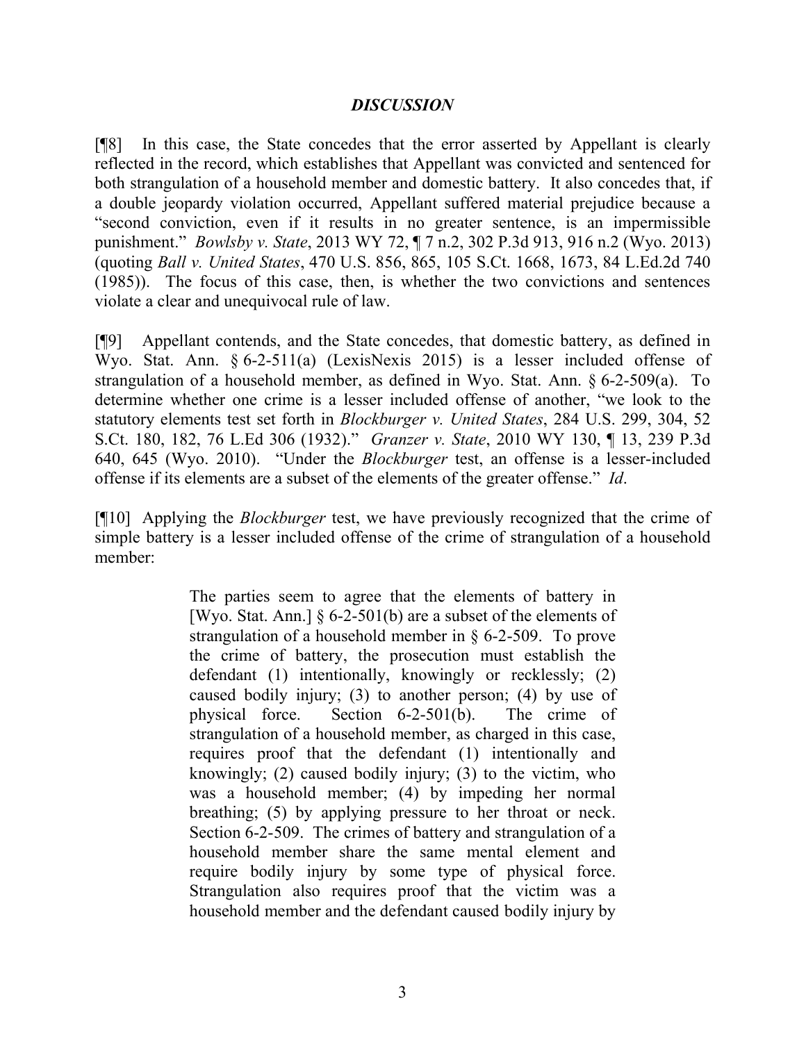### *DISCUSSION*

[¶8] In this case, the State concedes that the error asserted by Appellant is clearly reflected in the record, which establishes that Appellant was convicted and sentenced for both strangulation of a household member and domestic battery. It also concedes that, if a double jeopardy violation occurred, Appellant suffered material prejudice because a "second conviction, even if it results in no greater sentence, is an impermissible punishment." *Bowlsby v. State*, 2013 WY 72, ¶ 7 n.2, 302 P.3d 913, 916 n.2 (Wyo. 2013) (quoting *Ball v. United States*, 470 U.S. 856, 865, 105 S.Ct. 1668, 1673, 84 L.Ed.2d 740 (1985)). The focus of this case, then, is whether the two convictions and sentences violate a clear and unequivocal rule of law.

[¶9] Appellant contends, and the State concedes, that domestic battery, as defined in Wyo. Stat. Ann. § 6-2-511(a) (LexisNexis 2015) is a lesser included offense of strangulation of a household member, as defined in Wyo. Stat. Ann. § 6-2-509(a). To determine whether one crime is a lesser included offense of another, "we look to the statutory elements test set forth in *Blockburger v. United States*, 284 U.S. 299, 304, 52 S.Ct. 180, 182, 76 L.Ed 306 (1932)." *Granzer v. State*, 2010 WY 130, ¶ 13, 239 P.3d 640, 645 (Wyo. 2010). "Under the *Blockburger* test, an offense is a lesser-included offense if its elements are a subset of the elements of the greater offense." *Id*.

[¶10] Applying the *Blockburger* test, we have previously recognized that the crime of simple battery is a lesser included offense of the crime of strangulation of a household member:

> The parties seem to agree that the elements of battery in [Wyo. Stat. Ann.] § 6-2-501(b) are a subset of the elements of strangulation of a household member in § 6-2-509. To prove the crime of battery, the prosecution must establish the defendant (1) intentionally, knowingly or recklessly; (2) caused bodily injury; (3) to another person; (4) by use of physical force. Section 6-2-501(b). The crime of strangulation of a household member, as charged in this case, requires proof that the defendant (1) intentionally and knowingly; (2) caused bodily injury; (3) to the victim, who was a household member; (4) by impeding her normal breathing; (5) by applying pressure to her throat or neck. Section 6-2-509. The crimes of battery and strangulation of a household member share the same mental element and require bodily injury by some type of physical force. Strangulation also requires proof that the victim was a household member and the defendant caused bodily injury by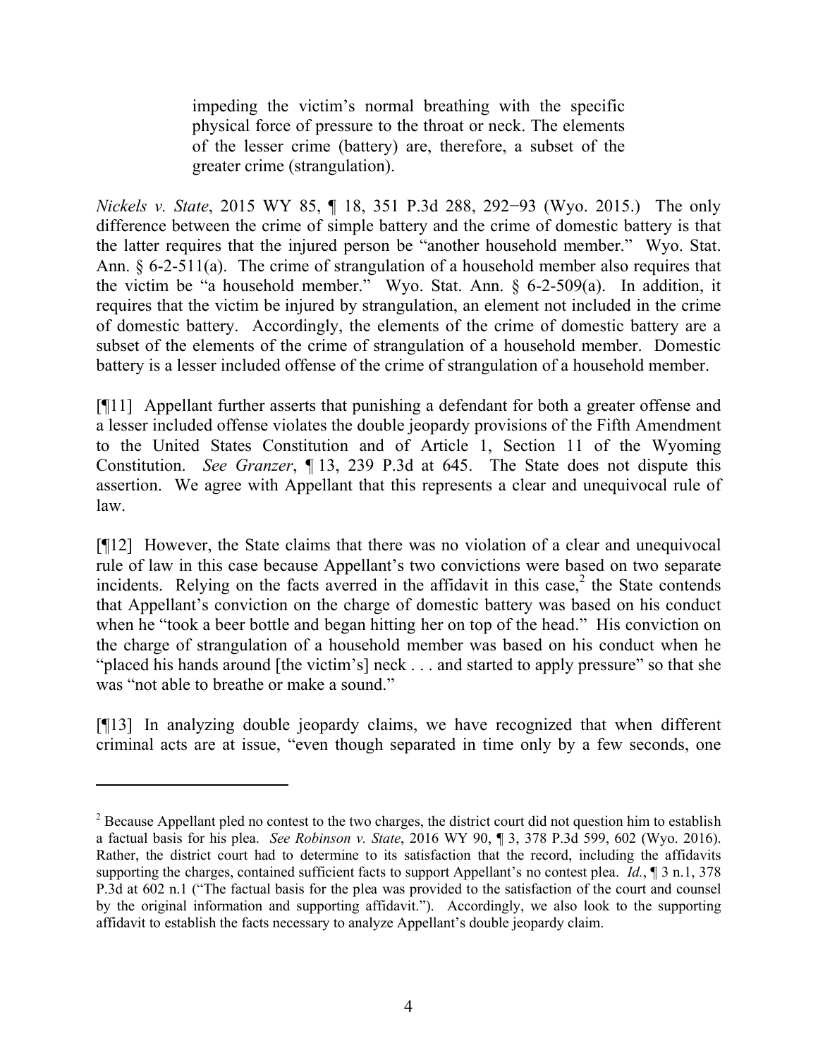> impeding the victim's normal breathing with the specific physical force of pressure to the throat or neck. The elements of the lesser crime (battery) are, therefore, a subset of the greater crime (strangulation).

*Nickels v. State*, 2015 WY 85, ¶ 18, 351 P.3d 288, 292−93 (Wyo. 2015.) The only difference between the crime of simple battery and the crime of domestic battery is that the latter requires that the injured person be "another household member." Wyo. Stat. Ann. § 6-2-511(a). The crime of strangulation of a household member also requires that the victim be "a household member." Wyo. Stat. Ann. § 6-2-509(a). In addition, it requires that the victim be injured by strangulation, an element not included in the crime of domestic battery. Accordingly, the elements of the crime of domestic battery are a subset of the elements of the crime of strangulation of a household member. Domestic battery is a lesser included offense of the crime of strangulation of a household member.

[¶11] Appellant further asserts that punishing a defendant for both a greater offense and a lesser included offense violates the double jeopardy provisions of the Fifth Amendment to the United States Constitution and of Article 1, Section 11 of the Wyoming Constitution. *See Granzer*, ¶ 13, 239 P.3d at 645. The State does not dispute this assertion. We agree with Appellant that this represents a clear and unequivocal rule of law.

[¶12] However, the State claims that there was no violation of a clear and unequivocal rule of law in this case because Appellant's two convictions were based on two separate incidents. Relying on the facts averred in the affidavit in this case,[2] the State contends that Appellant's conviction on the charge of domestic battery was based on his conduct when he "took a beer bottle and began hitting her on top of the head." His conviction on the charge of strangulation of a household member was based on his conduct when he "placed his hands around [the victim's] neck . . . and started to apply pressure" so that she was "not able to breathe or make a sound."

[¶13] In analyzing double jeopardy claims, we have recognized that when different criminal acts are at issue, "even though separated in time only by a few seconds, one

---

[2] Because Appellant pled no contest to the two charges, the district court did not question him to establish a factual basis for his plea. *See Robinson v. State*, 2016 WY 90, ¶ 3, 378 P.3d 599, 602 (Wyo. 2016). Rather, the district court had to determine to its satisfaction that the record, including the affidavits supporting the charges, contained sufficient facts to support Appellant's no contest plea. *Id.*, ¶ 3 n.1, 378 P.3d at 602 n.1 ("The factual basis for the plea was provided to the satisfaction of the court and counsel by the original information and supporting affidavit."). Accordingly, we also look to the supporting affidavit to establish the facts necessary to analyze Appellant's double jeopardy claim.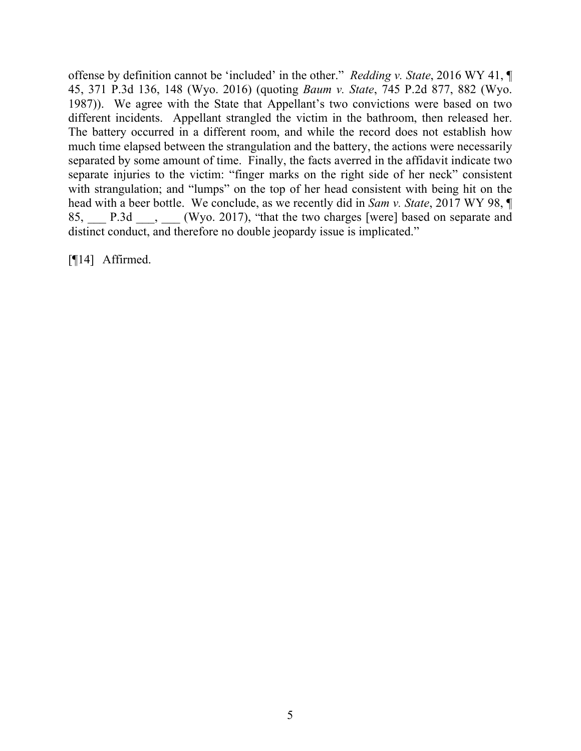offense by definition cannot be 'included' in the other." *Redding v. State*, 2016 WY 41, ¶ 45, 371 P.3d 136, 148 (Wyo. 2016) (quoting *Baum v. State*, 745 P.2d 877, 882 (Wyo. 1987)). We agree with the State that Appellant's two convictions were based on two different incidents. Appellant strangled the victim in the bathroom, then released her. The battery occurred in a different room, and while the record does not establish how much time elapsed between the strangulation and the battery, the actions were necessarily separated by some amount of time. Finally, the facts averred in the affidavit indicate two separate injuries to the victim: "finger marks on the right side of her neck" consistent with strangulation; and "lumps" on the top of her head consistent with being hit on the head with a beer bottle. We conclude, as we recently did in *Sam v. State*, 2017 WY 98, ¶ 85, ___ P.3d ___, ___ (Wyo. 2017), "that the two charges [were] based on separate and distinct conduct, and therefore no double jeopardy issue is implicated."

[¶14] Affirmed.